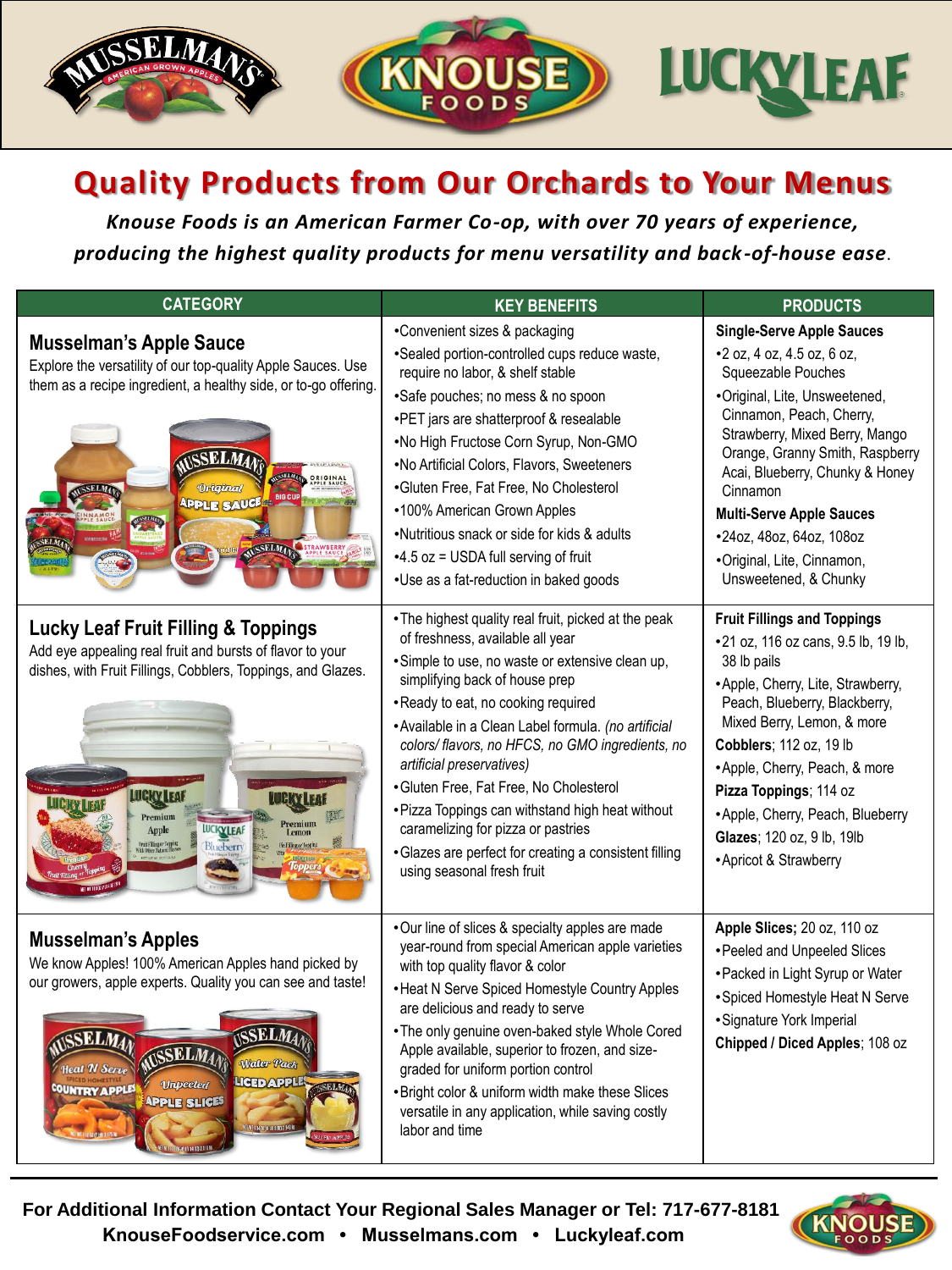# Quality Products from Our Orchards to Your Menus

***Knouse Foods is an American Farmer Co-op, with over 70 years of experience, producing the highest quality products for menu versatility and back-of-house ease.***

| CATEGORY | KEY BENEFITS | PRODUCTS |
|---|---|---|
| **Musselman's Apple Sauce**<br>Explore the versatility of our top-quality Apple Sauces. Use them as a recipe ingredient, a healthy side, or to-go offering. | •Convenient sizes & packaging<br>•Sealed portion-controlled cups reduce waste, require no labor, & shelf stable<br>•Safe pouches; no mess & no spoon<br>•PET jars are shatterproof & resealable<br>•No High Fructose Corn Syrup, Non-GMO<br>•No Artificial Colors, Flavors, Sweeteners<br>•Gluten Free, Fat Free, No Cholesterol<br>•100% American Grown Apples<br>•Nutritious snack or side for kids & adults<br>•4.5 oz = USDA full serving of fruit<br>•Use as a fat-reduction in baked goods | **Single-Serve Apple Sauces**<br>•2 oz, 4 oz, 4.5 oz, 6 oz, Squeezable Pouches<br>•Original, Lite, Unsweetened, Cinnamon, Peach, Cherry, Strawberry, Mixed Berry, Mango Orange, Granny Smith, Raspberry Acai, Blueberry, Chunky & Honey Cinnamon<br>**Multi-Serve Apple Sauces**<br>•24oz, 48oz, 64oz, 108oz<br>•Original, Lite, Cinnamon, Unsweetened, & Chunky |
| **Lucky Leaf Fruit Filling & Toppings**<br>Add eye appealing real fruit and bursts of flavor to your dishes, with Fruit Fillings, Cobblers, Toppings, and Glazes. | •The highest quality real fruit, picked at the peak of freshness, available all year<br>•Simple to use, no waste or extensive clean up, simplifying back of house prep<br>•Ready to eat, no cooking required<br>•Available in a Clean Label formula. *(no artificial colors/ flavors, no HFCS, no GMO ingredients, no artificial preservatives)*<br>•Gluten Free, Fat Free, No Cholesterol<br>•Pizza Toppings can withstand high heat without caramelizing for pizza or pastries<br>•Glazes are perfect for creating a consistent filling using seasonal fresh fruit | **Fruit Fillings and Toppings**<br>•21 oz, 116 oz cans, 9.5 lb, 19 lb, 38 lb pails<br>•Apple, Cherry, Lite, Strawberry, Peach, Blueberry, Blackberry, Mixed Berry, Lemon, & more<br>**Cobblers**; 112 oz, 19 lb<br>•Apple, Cherry, Peach, & more<br>**Pizza Toppings**; 114 oz<br>•Apple, Cherry, Peach, Blueberry<br>**Glazes**; 120 oz, 9 lb, 19lb<br>•Apricot & Strawberry |
| **Musselman's Apples**<br>We know Apples! 100% American Apples hand picked by our growers, apple experts. Quality you can see and taste! | •Our line of slices & specialty apples are made year-round from special American apple varieties with top quality flavor & color<br>•Heat N Serve Spiced Homestyle Country Apples are delicious and ready to serve<br>•The only genuine oven-baked style Whole Cored Apple available, superior to frozen, and size-graded for uniform portion control<br>•Bright color & uniform width make these Slices versatile in any application, while saving costly labor and time | **Apple Slices**; 20 oz, 110 oz<br>•Peeled and Unpeeled Slices<br>•Packed in Light Syrup or Water<br>•Spiced Homestyle Heat N Serve<br>•Signature York Imperial<br>**Chipped / Diced Apples**; 108 oz |

**For Additional Information Contact Your Regional Sales Manager or Tel: 717-677-8181**
**KnouseFoodservice.com • Musselmans.com • Luckyleaf.com**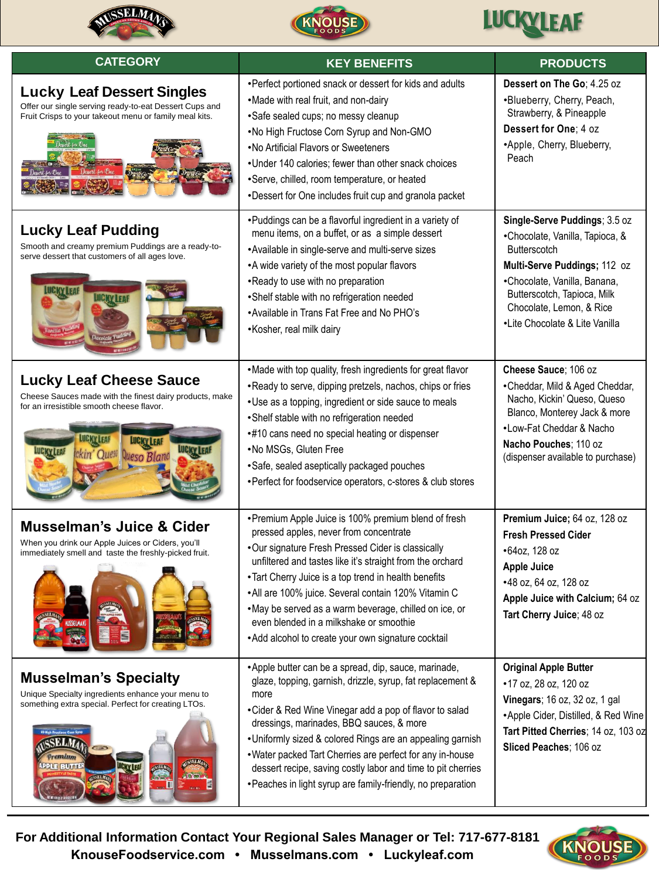| CATEGORY | KEY BENEFITS | PRODUCTS |
|---|---|---|
| **Lucky Leaf Dessert Singles**<br>Offer our single serving ready-to-eat Dessert Cups and Fruit Crisps to your takeout menu or family meal kits. | •Perfect portioned snack or dessert for kids and adults<br>•Made with real fruit, and non-dairy<br>•Safe sealed cups; no messy cleanup<br>•No High Fructose Corn Syrup and Non-GMO<br>•No Artificial Flavors or Sweeteners<br>•Under 140 calories; fewer than other snack choices<br>•Serve, chilled, room temperature, or heated<br>•Dessert for One includes fruit cup and granola packet | **Dessert on The Go**; 4.25 oz<br>•Blueberry, Cherry, Peach, Strawberry, & Pineapple<br>**Dessert for One**; 4 oz<br>•Apple, Cherry, Blueberry, Peach |
| **Lucky Leaf Pudding**<br>Smooth and creamy premium Puddings are a ready-to-serve dessert that customers of all ages love. | •Puddings can be a flavorful ingredient in a variety of menu items, on a buffet, or as a simple dessert<br>•Available in single-serve and multi-serve sizes<br>•A wide variety of the most popular flavors<br>•Ready to use with no preparation<br>•Shelf stable with no refrigeration needed<br>•Available in Trans Fat Free and No PHO's<br>•Kosher, real milk dairy | **Single-Serve Puddings**; 3.5 oz<br>•Chocolate, Vanilla, Tapioca, & Butterscotch<br>**Multi-Serve Puddings;** 112 oz<br>•Chocolate, Vanilla, Banana, Butterscotch, Tapioca, Milk Chocolate, Lemon, & Rice<br>•Lite Chocolate & Lite Vanilla |
| **Lucky Leaf Cheese Sauce**<br>Cheese Sauces made with the finest dairy products, make for an irresistible smooth cheese flavor. | •Made with top quality, fresh ingredients for great flavor<br>•Ready to serve, dipping pretzels, nachos, chips or fries<br>•Use as a topping, ingredient or side sauce to meals<br>•Shelf stable with no refrigeration needed<br>•#10 cans need no special heating or dispenser<br>•No MSGs, Gluten Free<br>•Safe, sealed aseptically packaged pouches<br>•Perfect for foodservice operators, c-stores & club stores | **Cheese Sauce**; 106 oz<br>•Cheddar, Mild & Aged Cheddar, Nacho, Kickin' Queso, Queso Blanco, Monterey Jack & more<br>•Low-Fat Cheddar & Nacho<br>**Nacho Pouches**; 110 oz<br>(dispenser available to purchase) |
| **Musselman's Juice & Cider**<br>When you drink our Apple Juices or Ciders, you'll immediately smell and taste the freshly-picked fruit. | •Premium Apple Juice is 100% premium blend of fresh pressed apples, never from concentrate<br>•Our signature Fresh Pressed Cider is classically unfiltered and tastes like it's straight from the orchard<br>•Tart Cherry Juice is a top trend in health benefits<br>•All are 100% juice. Several contain 120% Vitamin C<br>•May be served as a warm beverage, chilled on ice, or even blended in a milkshake or smoothie<br>•Add alcohol to create your own signature cocktail | **Premium Juice;** 64 oz, 128 oz<br>**Fresh Pressed Cider**<br>•64oz, 128 oz<br>**Apple Juice**<br>•48 oz, 64 oz, 128 oz<br>**Apple Juice with Calcium;** 64 oz<br>**Tart Cherry Juice**; 48 oz |
| **Musselman's Specialty**<br>Unique Specialty ingredients enhance your menu to something extra special. Perfect for creating LTOs. | •Apple butter can be a spread, dip, sauce, marinade, glaze, topping, garnish, drizzle, syrup, fat replacement & more<br>•Cider & Red Wine Vinegar add a pop of flavor to salad dressings, marinades, BBQ sauces, & more<br>•Uniformly sized & colored Rings are an appealing garnish<br>•Water packed Tart Cherries are perfect for any in-house dessert recipe, saving costly labor and time to pit cherries<br>•Peaches in light syrup are family-friendly, no preparation | **Original Apple Butter**<br>•17 oz, 28 oz, 120 oz<br>**Vinegars**; 16 oz, 32 oz, 1 gal<br>•Apple Cider, Distilled, & Red Wine<br>**Tart Pitted Cherries**; 14 oz, 103 oz<br>**Sliced Peaches**; 106 oz |

**For Additional Information Contact Your Regional Sales Manager or Tel: 717-677-8181**

**KnouseFoodservice.com • Musselmans.com • Luckyleaf.com**